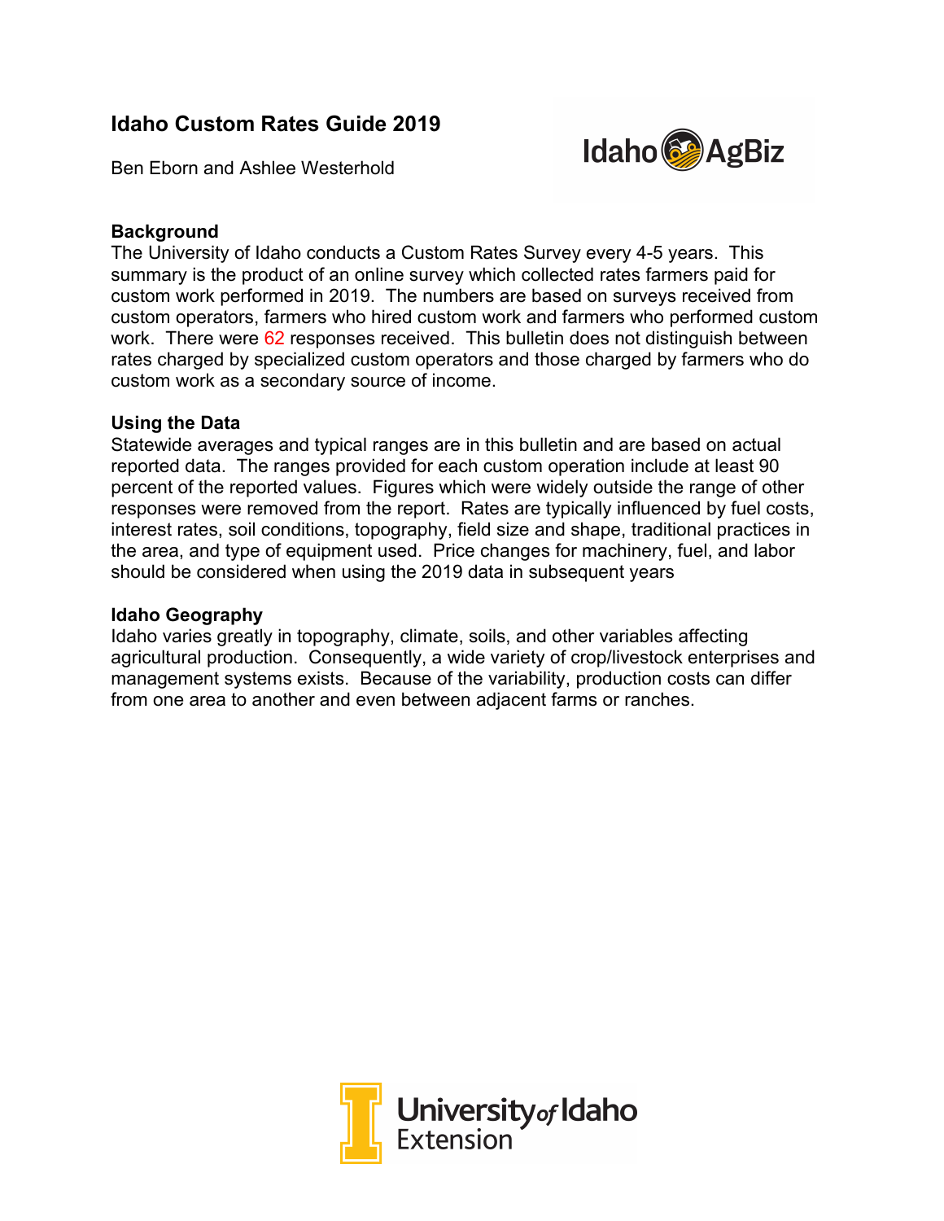# Idaho Custom Rates Guide 2019

Ben Eborn and Ashlee Westerhold

## Background

The University of Idaho conducts a Custom Rates Survey every 4-5 years. This summary is the product of an online survey which collected rates farmers paid for custom work performed in 2019. The numbers are based on surveys received from custom operators, farmers who hired custom work and farmers who performed custom work. There were 62 responses received. This bulletin does not distinguish between rates charged by specialized custom operators and those charged by farmers who do custom work as a secondary source of income.

## Using the Data

Statewide averages and typical ranges are in this bulletin and are based on actual reported data. The ranges provided for each custom operation include at least 90 percent of the reported values. Figures which were widely outside the range of other responses were removed from the report. Rates are typically influenced by fuel costs, interest rates, soil conditions, topography, field size and shape, traditional practices in the area, and type of equipment used. Price changes for machinery, fuel, and labor should be considered when using the 2019 data in subsequent years

## Idaho Geography

Idaho varies greatly in topography, climate, soils, and other variables affecting agricultural production. Consequently, a wide variety of crop/livestock enterprises and management systems exists. Because of the variability, production costs can differ from one area to another and even between adjacent farms or ranches.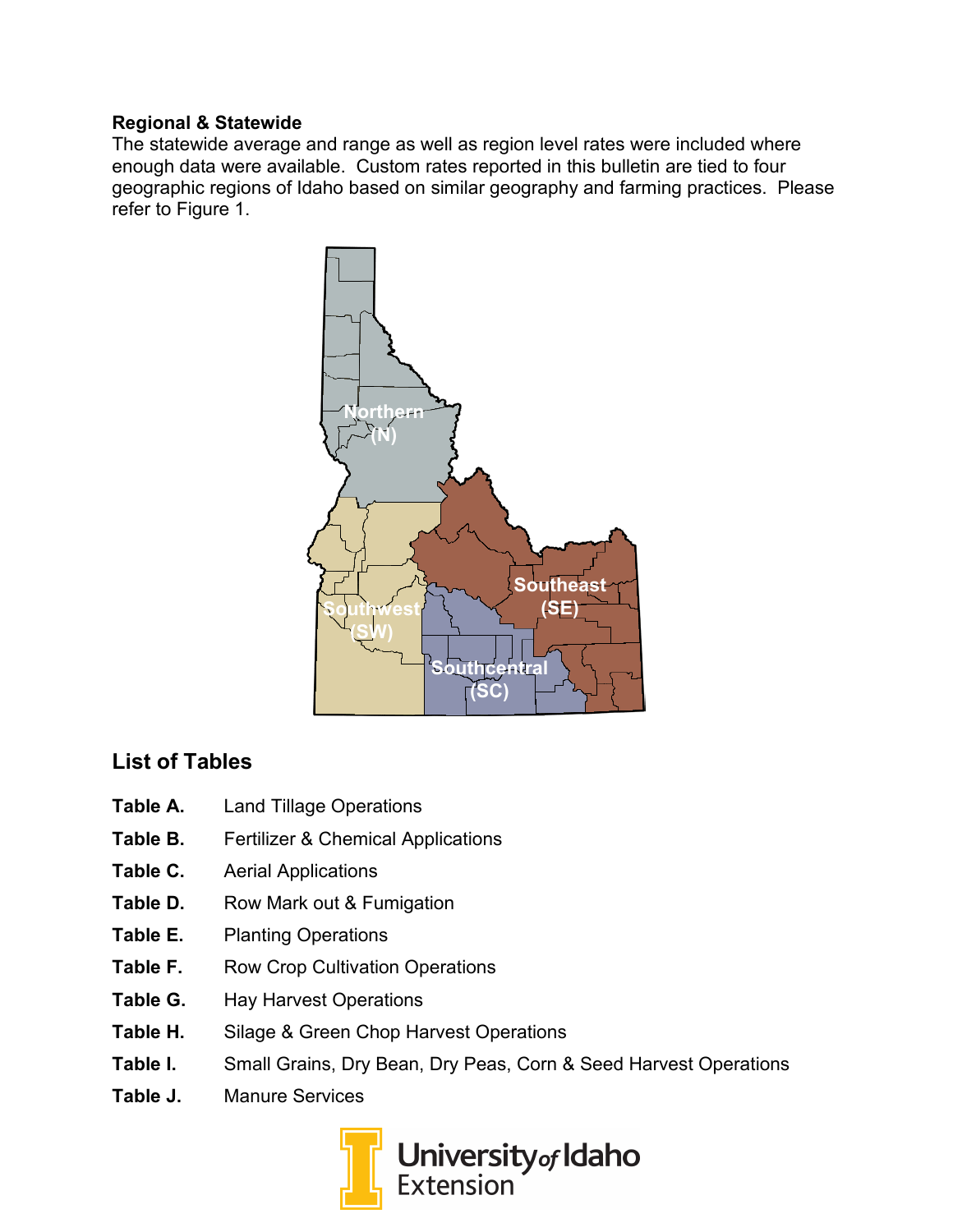**Regional & Statewide**

The statewide average and range as well as region level rates were included where enough data were available. Custom rates reported in this bulletin are tied to four geographic regions of Idaho based on similar geography and farming practices. Please refer to Figure 1.

Northern (N)

Southwest (SW)

Southeast (SE)

Southcentral (SC)

## List of Tables

**Table A.** Land Tillage Operations

**Table B.** Fertilizer & Chemical Applications

**Table C.** Aerial Applications

**Table D.** Row Mark out & Fumigation

**Table E.** Planting Operations

**Table F.** Row Crop Cultivation Operations

**Table G.** Hay Harvest Operations

**Table H.** Silage & Green Chop Harvest Operations

**Table I.** Small Grains, Dry Bean, Dry Peas, Corn & Seed Harvest Operations

**Table J.** Manure Services

University of Idaho Extension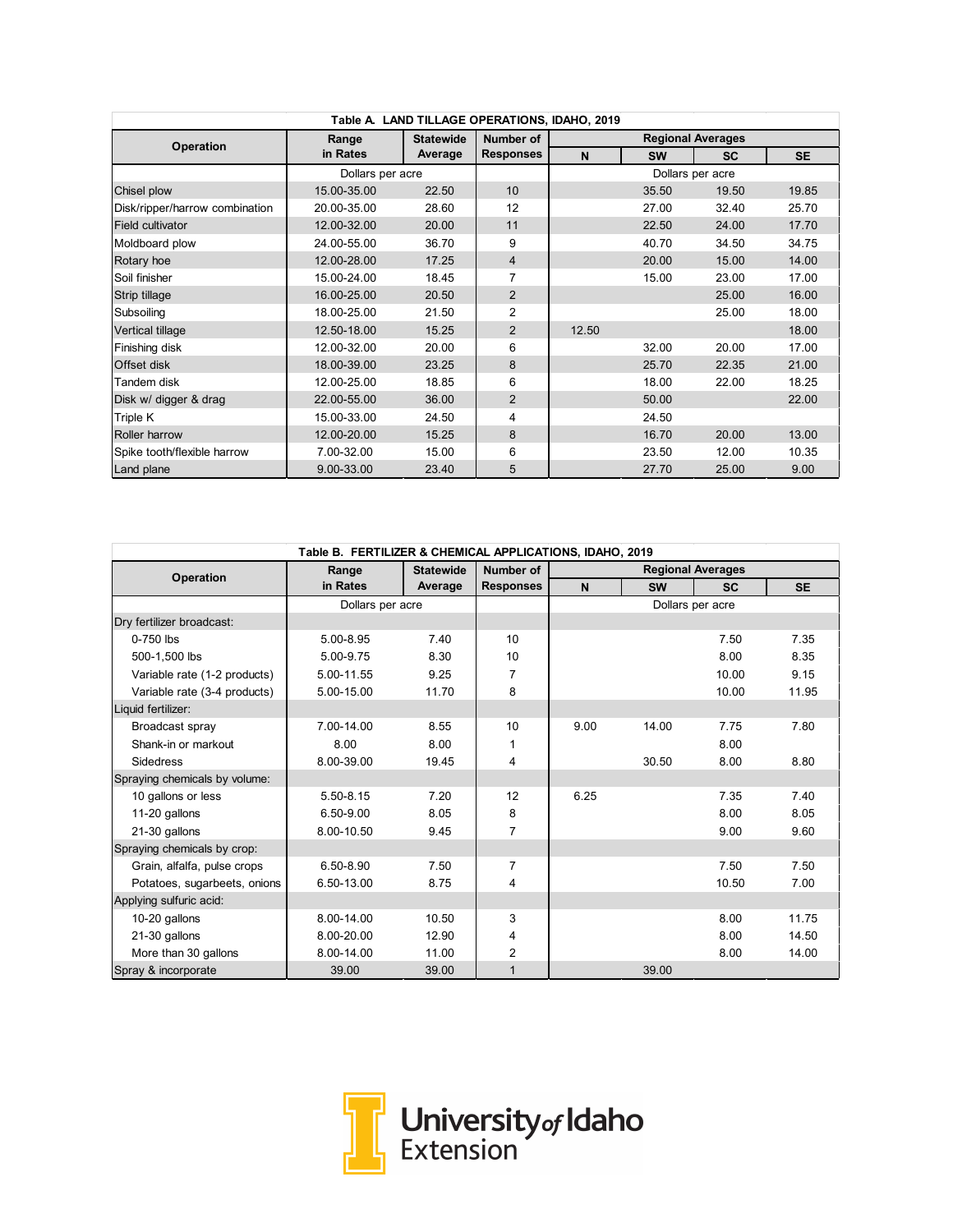| Table A. LAND TILLAGE OPERATIONS, IDAHO, 2019 | | | | | | | |
|---|---|---|---|---|---|---|---|
| Operation | Range in Rates | Statewide Average | Number of Responses | Regional Averages | | | |
| | | | | N | SW | SC | SE |
| | Dollars per acre | | | Dollars per acre | | | |
| Chisel plow | 15.00-35.00 | 22.50 | 10 | | 35.50 | 19.50 | 19.85 |
| Disk/ripper/harrow combination | 20.00-35.00 | 28.60 | 12 | | 27.00 | 32.40 | 25.70 |
| Field cultivator | 12.00-32.00 | 20.00 | 11 | | 22.50 | 24.00 | 17.70 |
| Moldboard plow | 24.00-55.00 | 36.70 | 9 | | 40.70 | 34.50 | 34.75 |
| Rotary hoe | 12.00-28.00 | 17.25 | 4 | | 20.00 | 15.00 | 14.00 |
| Soil finisher | 15.00-24.00 | 18.45 | 7 | | 15.00 | 23.00 | 17.00 |
| Strip tillage | 16.00-25.00 | 20.50 | 2 | | | 25.00 | 16.00 |
| Subsoiling | 18.00-25.00 | 21.50 | 2 | | | 25.00 | 18.00 |
| Vertical tillage | 12.50-18.00 | 15.25 | 2 | 12.50 | | | 18.00 |
| Finishing disk | 12.00-32.00 | 20.00 | 6 | | 32.00 | 20.00 | 17.00 |
| Offset disk | 18.00-39.00 | 23.25 | 8 | | 25.70 | 22.35 | 21.00 |
| Tandem disk | 12.00-25.00 | 18.85 | 6 | | 18.00 | 22.00 | 18.25 |
| Disk w/ digger & drag | 22.00-55.00 | 36.00 | 2 | | 50.00 | | 22.00 |
| Triple K | 15.00-33.00 | 24.50 | 4 | | 24.50 | | |
| Roller harrow | 12.00-20.00 | 15.25 | 8 | | 16.70 | 20.00 | 13.00 |
| Spike tooth/flexible harrow | 7.00-32.00 | 15.00 | 6 | | 23.50 | 12.00 | 10.35 |
| Land plane | 9.00-33.00 | 23.40 | 5 | | 27.70 | 25.00 | 9.00 |

| Table B. FERTILIZER & CHEMICAL APPLICATIONS, IDAHO, 2019 | | | | | | | |
|---|---|---|---|---|---|---|---|
| Operation | Range in Rates | Statewide Average | Number of Responses | Regional Averages | | | |
| | | | | N | SW | SC | SE |
| | Dollars per acre | | | Dollars per acre | | | |
| Dry fertilizer broadcast: | | | | | | | |
| 0-750 lbs | 5.00-8.95 | 7.40 | 10 | | | 7.50 | 7.35 |
| 500-1,500 lbs | 5.00-9.75 | 8.30 | 10 | | | 8.00 | 8.35 |
| Variable rate (1-2 products) | 5.00-11.55 | 9.25 | 7 | | | 10.00 | 9.15 |
| Variable rate (3-4 products) | 5.00-15.00 | 11.70 | 8 | | | 10.00 | 11.95 |
| Liquid fertilizer: | | | | | | | |
| Broadcast spray | 7.00-14.00 | 8.55 | 10 | 9.00 | 14.00 | 7.75 | 7.80 |
| Shank-in or markout | 8.00 | 8.00 | 1 | | | 8.00 | |
| Sidedress | 8.00-39.00 | 19.45 | 4 | | 30.50 | 8.00 | 8.80 |
| Spraying chemicals by volume: | | | | | | | |
| 10 gallons or less | 5.50-8.15 | 7.20 | 12 | 6.25 | | 7.35 | 7.40 |
| 11-20 gallons | 6.50-9.00 | 8.05 | 8 | | | 8.00 | 8.05 |
| 21-30 gallons | 8.00-10.50 | 9.45 | 7 | | | 9.00 | 9.60 |
| Spraying chemicals by crop: | | | | | | | |
| Grain, alfalfa, pulse crops | 6.50-8.90 | 7.50 | 7 | | | 7.50 | 7.50 |
| Potatoes, sugarbeets, onions | 6.50-13.00 | 8.75 | 4 | | | 10.50 | 7.00 |
| Applying sulfuric acid: | | | | | | | |
| 10-20 gallons | 8.00-14.00 | 10.50 | 3 | | | 8.00 | 11.75 |
| 21-30 gallons | 8.00-20.00 | 12.90 | 4 | | | 8.00 | 14.50 |
| More than 30 gallons | 8.00-14.00 | 11.00 | 2 | | | 8.00 | 14.00 |
| Spray & incorporate | 39.00 | 39.00 | 1 | | 39.00 | | |

University of Idaho Extension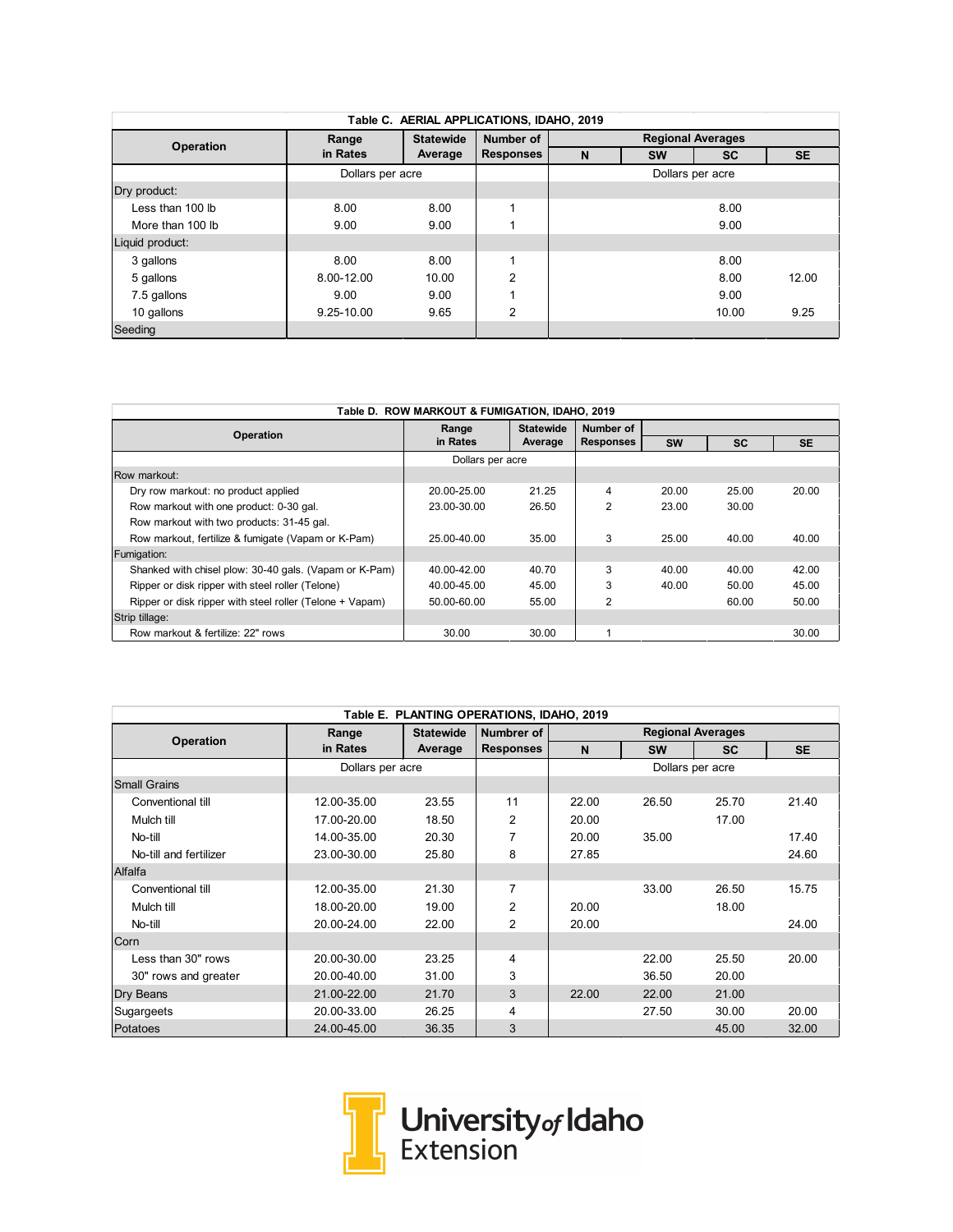| Table C. AERIAL APPLICATIONS, IDAHO, 2019 | | | | | | | |
|---|---|---|---|---|---|---|---|
| Operation | Range in Rates | Statewide Average | Number of Responses | Regional Averages | | | |
| | | | | N | SW | SC | SE |
| | Dollars per acre | | | Dollars per acre | | | |
| Dry product: | | | | | | | |
| Less than 100 lb | 8.00 | 8.00 | 1 | | | 8.00 | |
| More than 100 lb | 9.00 | 9.00 | 1 | | | 9.00 | |
| Liquid product: | | | | | | | |
| 3 gallons | 8.00 | 8.00 | 1 | | | 8.00 | |
| 5 gallons | 8.00-12.00 | 10.00 | 2 | | | 8.00 | 12.00 |
| 7.5 gallons | 9.00 | 9.00 | 1 | | | 9.00 | |
| 10 gallons | 9.25-10.00 | 9.65 | 2 | | | 10.00 | 9.25 |
| Seeding | | | | | | | |

| Table D. ROW MARKOUT & FUMIGATION, IDAHO, 2019 | | | | | | |
|---|---|---|---|---|---|---|
| Operation | Range in Rates | Statewide Average | Number of Responses | SW | SC | SE |
| | Dollars per acre | | | | | |
| Row markout: | | | | | | |
| Dry row markout: no product applied | 20.00-25.00 | 21.25 | 4 | 20.00 | 25.00 | 20.00 |
| Row markout with one product: 0-30 gal. | 23.00-30.00 | 26.50 | 2 | 23.00 | 30.00 | |
| Row markout with two products: 31-45 gal. | | | | | | |
| Row markout, fertilize & fumigate (Vapam or K-Pam) | 25.00-40.00 | 35.00 | 3 | 25.00 | 40.00 | 40.00 |
| Fumigation: | | | | | | |
| Shanked with chisel plow: 30-40 gals. (Vapam or K-Pam) | 40.00-42.00 | 40.70 | 3 | 40.00 | 40.00 | 42.00 |
| Ripper or disk ripper with steel roller (Telone) | 40.00-45.00 | 45.00 | 3 | 40.00 | 50.00 | 45.00 |
| Ripper or disk ripper with steel roller (Telone + Vapam) | 50.00-60.00 | 55.00 | 2 | | 60.00 | 50.00 |
| Strip tillage: | | | | | | |
| Row markout & fertilize: 22" rows | 30.00 | 30.00 | 1 | | | 30.00 |

| Table E. PLANTING OPERATIONS, IDAHO, 2019 | | | | | | | |
|---|---|---|---|---|---|---|---|
| Operation | Range in Rates | Statewide Average | Number of Responses | Regional Averages | | | |
| | | | | N | SW | SC | SE |
| | Dollars per acre | | | Dollars per acre | | | |
| Small Grains | | | | | | | |
| Conventional till | 12.00-35.00 | 23.55 | 11 | 22.00 | 26.50 | 25.70 | 21.40 |
| Mulch till | 17.00-20.00 | 18.50 | 2 | 20.00 | | 17.00 | |
| No-till | 14.00-35.00 | 20.30 | 7 | 20.00 | 35.00 | | 17.40 |
| No-till and fertilizer | 23.00-30.00 | 25.80 | 8 | 27.85 | | | 24.60 |
| Alfalfa | | | | | | | |
| Conventional till | 12.00-35.00 | 21.30 | 7 | | 33.00 | 26.50 | 15.75 |
| Mulch till | 18.00-20.00 | 19.00 | 2 | 20.00 | | 18.00 | |
| No-till | 20.00-24.00 | 22.00 | 2 | 20.00 | | | 24.00 |
| Corn | | | | | | | |
| Less than 30" rows | 20.00-30.00 | 23.25 | 4 | | 22.00 | 25.50 | 20.00 |
| 30" rows and greater | 20.00-40.00 | 31.00 | 3 | | 36.50 | 20.00 | |
| Dry Beans | 21.00-22.00 | 21.70 | 3 | 22.00 | 22.00 | 21.00 | |
| Sugargeets | 20.00-33.00 | 26.25 | 4 | | 27.50 | 30.00 | 20.00 |
| Potatoes | 24.00-45.00 | 36.35 | 3 | | | 45.00 | 32.00 |

University of Idaho Extension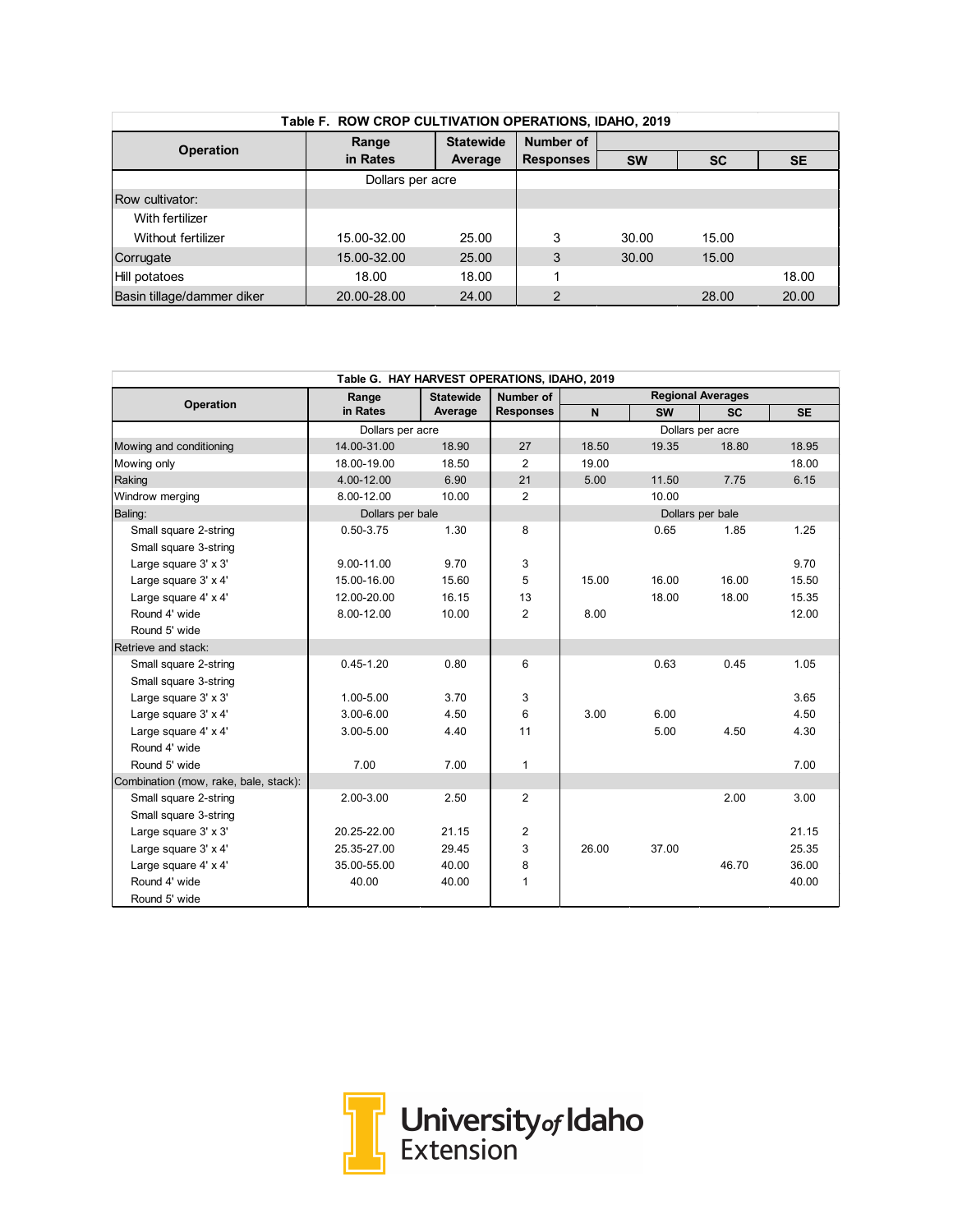**Table F. ROW CROP CULTIVATION OPERATIONS, IDAHO, 2019**

| Operation | Range in Rates | Statewide Average | Number of Responses | SW | SC | SE |
|---|---|---|---|---|---|---|
| | Dollars per acre | | | | | |
| Row cultivator: | | | | | | |
| With fertilizer | | | | | | |
| Without fertilizer | 15.00-32.00 | 25.00 | 3 | 30.00 | 15.00 | |
| Corrugate | 15.00-32.00 | 25.00 | 3 | 30.00 | 15.00 | |
| Hill potatoes | 18.00 | 18.00 | 1 | | | 18.00 |
| Basin tillage/dammer diker | 20.00-28.00 | 24.00 | 2 | | 28.00 | 20.00 |

**Table G. HAY HARVEST OPERATIONS, IDAHO, 2019**

| Operation | Range in Rates | Statewide Average | Number of Responses | Regional Averages | | | |
|---|---|---|---|---|---|---|---|
| | | | | N | SW | SC | SE |
| | Dollars per acre | | | Dollars per acre | | | |
| Mowing and conditioning | 14.00-31.00 | 18.90 | 27 | 18.50 | 19.35 | 18.80 | 18.95 |
| Mowing only | 18.00-19.00 | 18.50 | 2 | 19.00 | | | 18.00 |
| Raking | 4.00-12.00 | 6.90 | 21 | 5.00 | 11.50 | 7.75 | 6.15 |
| Windrow merging | 8.00-12.00 | 10.00 | 2 | | 10.00 | | |
| Baling: | Dollars per bale | | | Dollars per bale | | | |
| Small square 2-string | 0.50-3.75 | 1.30 | 8 | | 0.65 | 1.85 | 1.25 |
| Small square 3-string | | | | | | | |
| Large square 3' x 3' | 9.00-11.00 | 9.70 | 3 | | | | 9.70 |
| Large square 3' x 4' | 15.00-16.00 | 15.60 | 5 | 15.00 | 16.00 | 16.00 | 15.50 |
| Large square 4' x 4' | 12.00-20.00 | 16.15 | 13 | | 18.00 | 18.00 | 15.35 |
| Round 4' wide | 8.00-12.00 | 10.00 | 2 | 8.00 | | | 12.00 |
| Round 5' wide | | | | | | | |
| Retrieve and stack: | | | | | | | |
| Small square 2-string | 0.45-1.20 | 0.80 | 6 | | 0.63 | 0.45 | 1.05 |
| Small square 3-string | | | | | | | |
| Large square 3' x 3' | 1.00-5.00 | 3.70 | 3 | | | | 3.65 |
| Large square 3' x 4' | 3.00-6.00 | 4.50 | 6 | 3.00 | 6.00 | | 4.50 |
| Large square 4' x 4' | 3.00-5.00 | 4.40 | 11 | | 5.00 | 4.50 | 4.30 |
| Round 4' wide | | | | | | | |
| Round 5' wide | 7.00 | 7.00 | 1 | | | | 7.00 |
| Combination (mow, rake, bale, stack): | | | | | | | |
| Small square 2-string | 2.00-3.00 | 2.50 | 2 | | | 2.00 | 3.00 |
| Small square 3-string | | | | | | | |
| Large square 3' x 3' | 20.25-22.00 | 21.15 | 2 | | | | 21.15 |
| Large square 3' x 4' | 25.35-27.00 | 29.45 | 3 | 26.00 | 37.00 | | 25.35 |
| Large square 4' x 4' | 35.00-55.00 | 40.00 | 8 | | | 46.70 | 36.00 |
| Round 4' wide | 40.00 | 40.00 | 1 | | | | 40.00 |
| Round 5' wide | | | | | | | |

University of Idaho Extension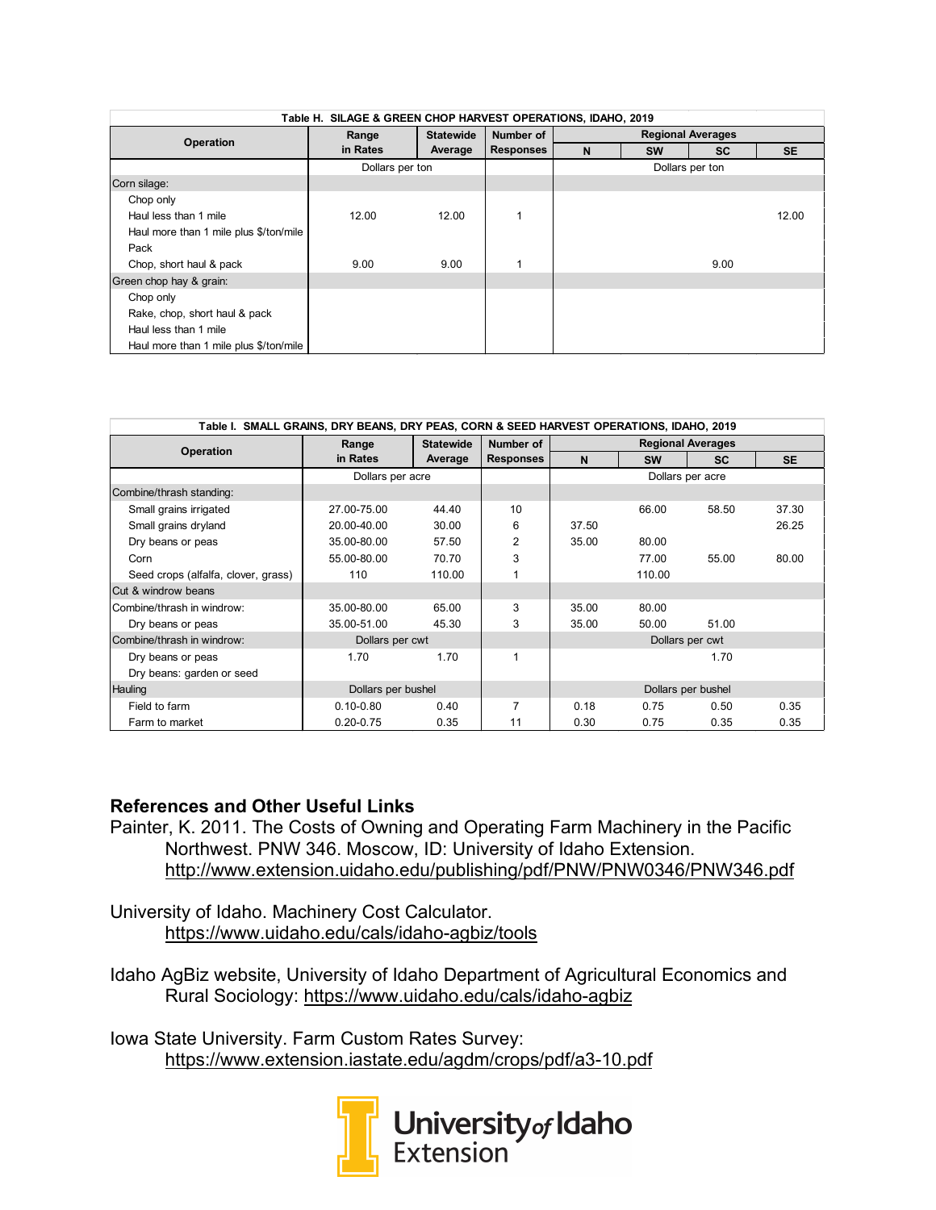| Operation | Range in Rates | Statewide Average | Number of Responses | Regional Averages | | | |
|---|---|---|---|---|---|---|---|
| | | | | N | SW | SC | SE |
| **Table H. SILAGE & GREEN CHOP HARVEST OPERATIONS, IDAHO, 2019** | | | | | | | |
| | Dollars per ton | | | Dollars per ton | | | |
| Corn silage: | | | | | | | |
| Chop only | | | | | | | |
| Haul less than 1 mile | 12.00 | 12.00 | 1 | | | | 12.00 |
| Haul more than 1 mile plus $/ton/mile | | | | | | | |
| Pack | | | | | | | |
| Chop, short haul & pack | 9.00 | 9.00 | 1 | | | 9.00 | |
| Green chop hay & grain: | | | | | | | |
| Chop only | | | | | | | |
| Rake, chop, short haul & pack | | | | | | | |
| Haul less than 1 mile | | | | | | | |
| Haul more than 1 mile plus $/ton/mile | | | | | | | |

| Operation | Range in Rates | Statewide Average | Number of Responses | Regional Averages | | | |
|---|---|---|---|---|---|---|---|
| | | | | N | SW | SC | SE |
| **Table I. SMALL GRAINS, DRY BEANS, DRY PEAS, CORN & SEED HARVEST OPERATIONS, IDAHO, 2019** | | | | | | | |
| | Dollars per acre | | | Dollars per acre | | | |
| Combine/thrash standing: | | | | | | | |
| Small grains irrigated | 27.00-75.00 | 44.40 | 10 | | 66.00 | 58.50 | 37.30 |
| Small grains dryland | 20.00-40.00 | 30.00 | 6 | 37.50 | | | 26.25 |
| Dry beans or peas | 35.00-80.00 | 57.50 | 2 | 35.00 | 80.00 | | |
| Corn | 55.00-80.00 | 70.70 | 3 | | 77.00 | 55.00 | 80.00 |
| Seed crops (alfalfa, clover, grass) | 110 | 110.00 | 1 | | 110.00 | | |
| Cut & windrow beans | | | | | | | |
| Combine/thrash in windrow: | 35.00-80.00 | 65.00 | 3 | 35.00 | 80.00 | | |
| Dry beans or peas | 35.00-51.00 | 45.30 | 3 | 35.00 | 50.00 | 51.00 | |
| Combine/thrash in windrow: | Dollars per cwt | | | Dollars per cwt | | | |
| Dry beans or peas | 1.70 | 1.70 | 1 | | | 1.70 | |
| Dry beans: garden or seed | | | | | | | |
| Hauling | Dollars per bushel | | | Dollars per bushel | | | |
| Field to farm | 0.10-0.80 | 0.40 | 7 | 0.18 | 0.75 | 0.50 | 0.35 |
| Farm to market | 0.20-0.75 | 0.35 | 11 | 0.30 | 0.75 | 0.35 | 0.35 |

## References and Other Useful Links

Painter, K. 2011. The Costs of Owning and Operating Farm Machinery in the Pacific Northwest. PNW 346. Moscow, ID: University of Idaho Extension. http://www.extension.uidaho.edu/publishing/pdf/PNW/PNW0346/PNW346.pdf

University of Idaho. Machinery Cost Calculator. https://www.uidaho.edu/cals/idaho-agbiz/tools

Idaho AgBiz website, University of Idaho Department of Agricultural Economics and Rural Sociology: https://www.uidaho.edu/cals/idaho-agbiz

Iowa State University. Farm Custom Rates Survey: https://www.extension.iastate.edu/agdm/crops/pdf/a3-10.pdf

University of Idaho Extension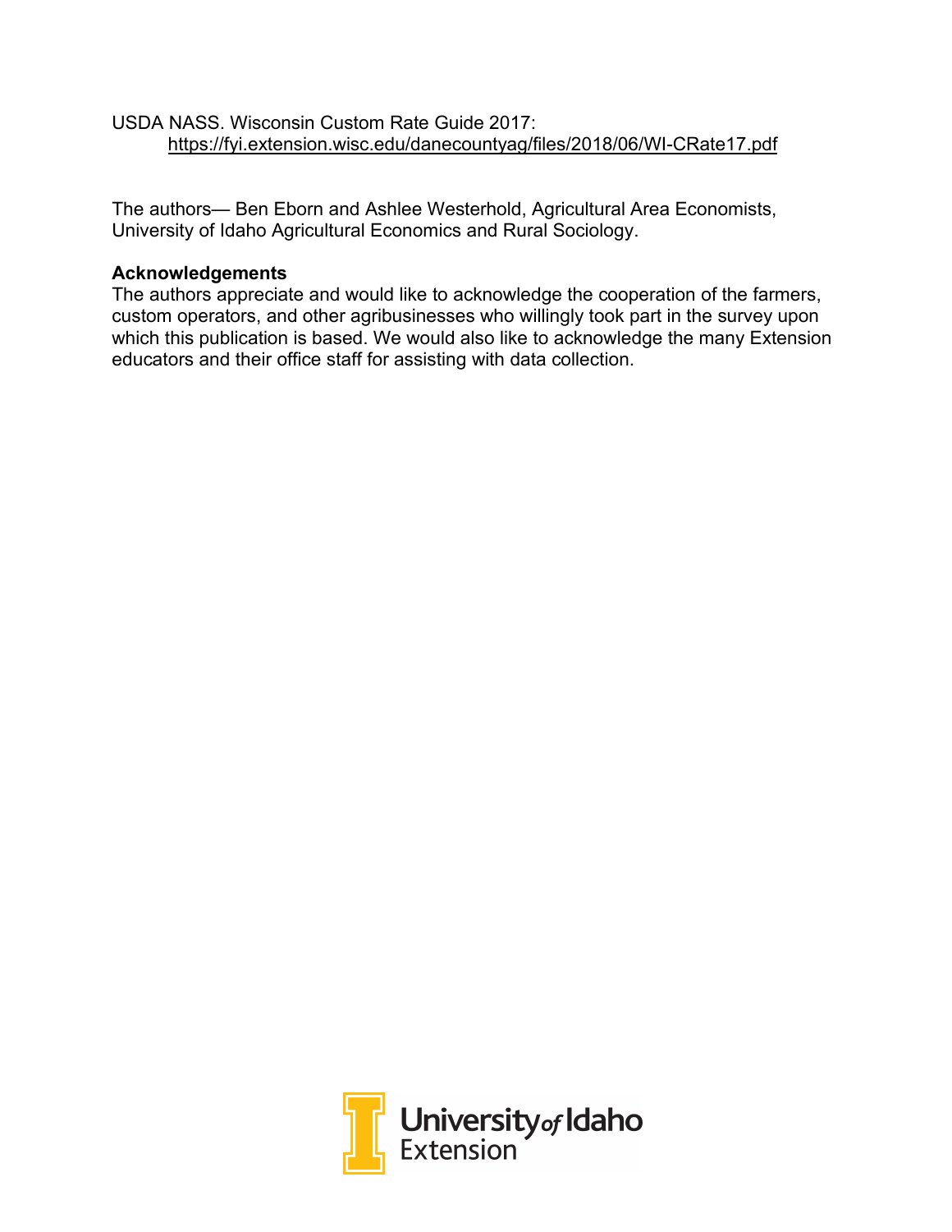USDA NASS. Wisconsin Custom Rate Guide 2017:
https://fyi.extension.wisc.edu/danecountyag/files/2018/06/WI-CRate17.pdf

The authors— Ben Eborn and Ashlee Westerhold, Agricultural Area Economists, University of Idaho Agricultural Economics and Rural Sociology.

**Acknowledgements**

The authors appreciate and would like to acknowledge the cooperation of the farmers, custom operators, and other agribusinesses who willingly took part in the survey upon which this publication is based. We would also like to acknowledge the many Extension educators and their office staff for assisting with data collection.

University of Idaho Extension